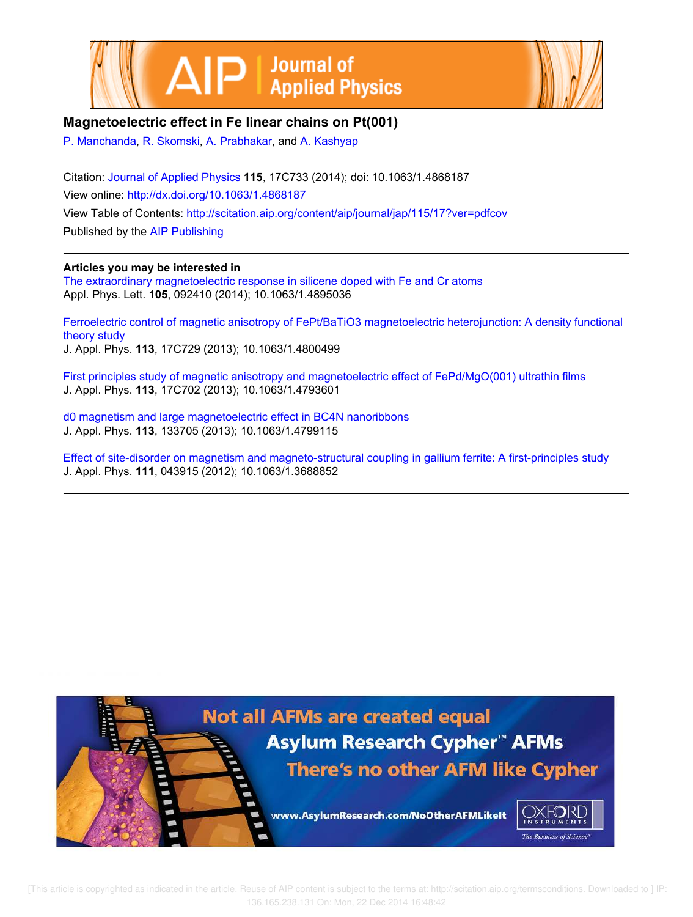# Magnetoelectric effect in Fe linear chains on Pt(001)

P. Manchanda, R. Skomski, A. Prabhakar, and A. Kashyap

Citation: Journal of Applied Physics **115**, 17C733 (2014); doi: 10.1063/1.4868187
View online: http://dx.doi.org/10.1063/1.4868187
View Table of Contents: http://scitation.aip.org/content/aip/journal/jap/115/17?ver=pdfcov
Published by the AIP Publishing

## Articles you may be interested in

The extraordinary magnetoelectric response in silicene doped with Fe and Cr atoms
Appl. Phys. Lett. **105**, 092410 (2014); 10.1063/1.4895036

Ferroelectric control of magnetic anisotropy of FePt/BaTiO3 magnetoelectric heterojunction: A density functional theory study
J. Appl. Phys. **113**, 17C729 (2013); 10.1063/1.4800499

First principles study of magnetic anisotropy and magnetoelectric effect of FePd/MgO(001) ultrathin films
J. Appl. Phys. **113**, 17C702 (2013); 10.1063/1.4793601

d0 magnetism and large magnetoelectric effect in BC4N nanoribbons
J. Appl. Phys. **113**, 133705 (2013); 10.1063/1.4799115

Effect of site-disorder on magnetism and magneto-structural coupling in gallium ferrite: A first-principles study
J. Appl. Phys. **111**, 043915 (2012); 10.1063/1.3688852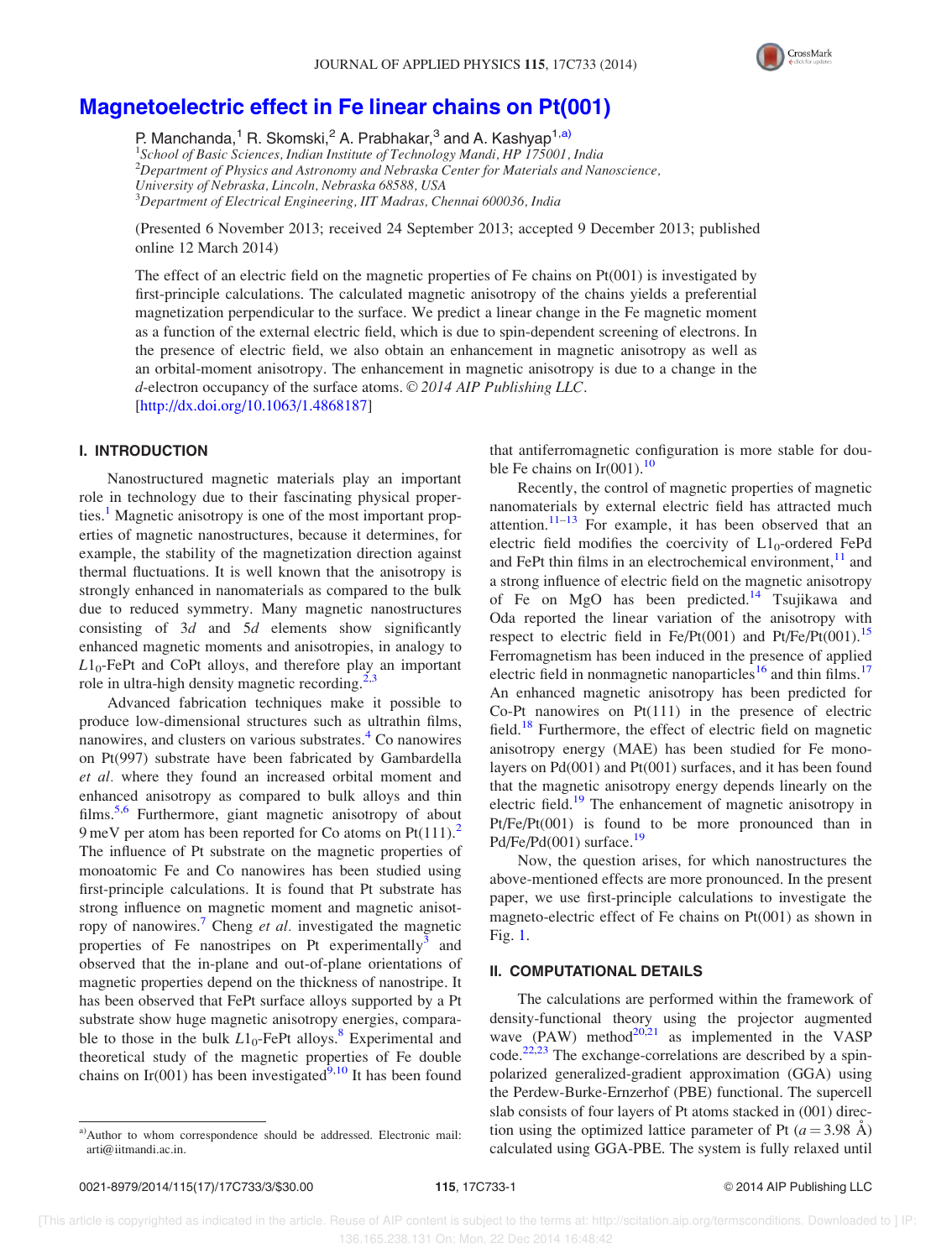# Magnetoelectric effect in Fe linear chains on Pt(001)

P. Manchanda,[1] R. Skomski,[2] A. Prabhakar,[3] and A. Kashyap[1,a)]

[1]*School of Basic Sciences, Indian Institute of Technology Mandi, HP 175001, India*
[2]*Department of Physics and Astronomy and Nebraska Center for Materials and Nanoscience, University of Nebraska, Lincoln, Nebraska 68588, USA*
[3]*Department of Electrical Engineering, IIT Madras, Chennai 600036, India*

(Presented 6 November 2013; received 24 September 2013; accepted 9 December 2013; published online 12 March 2014)

The effect of an electric field on the magnetic properties of Fe chains on Pt(001) is investigated by first-principle calculations. The calculated magnetic anisotropy of the chains yields a preferential magnetization perpendicular to the surface. We predict a linear change in the Fe magnetic moment as a function of the external electric field, which is due to spin-dependent screening of electrons. In the presence of electric field, we also obtain an enhancement in magnetic anisotropy as well as an orbital-moment anisotropy. The enhancement in magnetic anisotropy is due to a change in the *d*-electron occupancy of the surface atoms. © *2014 AIP Publishing LLC*. [http://dx.doi.org/10.1063/1.4868187]

## I. INTRODUCTION

Nanostructured magnetic materials play an important role in technology due to their fascinating physical properties.[1] Magnetic anisotropy is one of the most important properties of magnetic nanostructures, because it determines, for example, the stability of the magnetization direction against thermal fluctuations. It is well known that the anisotropy is strongly enhanced in nanomaterials as compared to the bulk due to reduced symmetry. Many magnetic nanostructures consisting of 3*d* and 5*d* elements show significantly enhanced magnetic moments and anisotropies, in analogy to $L1_0$-FePt and CoPt alloys, and therefore play an important role in ultra-high density magnetic recording.[2,3]

Advanced fabrication techniques make it possible to produce low-dimensional structures such as ultrathin films, nanowires, and clusters on various substrates.[4] Co nanowires on Pt(997) substrate have been fabricated by Gambardella *et al.* where they found an increased orbital moment and enhanced anisotropy as compared to bulk alloys and thin films.[5,6] Furthermore, giant magnetic anisotropy of about 9 meV per atom has been reported for Co atoms on Pt(111).[2] The influence of Pt substrate on the magnetic properties of monoatomic Fe and Co nanowires has been studied using first-principle calculations. It is found that Pt substrate has strong influence on magnetic moment and magnetic anisotropy of nanowires.[7] Cheng *et al.* investigated the magnetic properties of Fe nanostripes on Pt experimentally[3] and observed that the in-plane and out-of-plane orientations of magnetic properties depend on the thickness of nanostripe. It has been observed that FePt surface alloys supported by a Pt substrate show huge magnetic anisotropy energies, comparable to those in the bulk $L1_0$-FePt alloys.[8] Experimental and theoretical study of the magnetic properties of Fe double chains on Ir(001) has been investigated[9,10] It has been found that antiferromagnetic configuration is more stable for double Fe chains on Ir(001).[10]

Recently, the control of magnetic properties of magnetic nanomaterials by external electric field has attracted much attention.[11–13] For example, it has been observed that an electric field modifies the coercivity of $L1_0$-ordered FePd and FePt thin films in an electrochemical environment,[11] and a strong influence of electric field on the magnetic anisotropy of Fe on MgO has been predicted.[14] Tsujikawa and Oda reported the linear variation of the anisotropy with respect to electric field in Fe/Pt(001) and Pt/Fe/Pt(001).[15] Ferromagnetism has been induced in the presence of applied electric field in nonmagnetic nanoparticles[16] and thin films.[17] An enhanced magnetic anisotropy has been predicted for Co-Pt nanowires on Pt(111) in the presence of electric field.[18] Furthermore, the effect of electric field on magnetic anisotropy energy (MAE) has been studied for Fe monolayers on Pd(001) and Pt(001) surfaces, and it has been found that the magnetic anisotropy energy depends linearly on the electric field.[19] The enhancement of magnetic anisotropy in Pt/Fe/Pt(001) is found to be more pronounced than in Pd/Fe/Pd(001) surface.[19]

Now, the question arises, for which nanostructures the above-mentioned effects are more pronounced. In the present paper, we use first-principle calculations to investigate the magneto-electric effect of Fe chains on Pt(001) as shown in Fig. 1.

## II. COMPUTATIONAL DETAILS

The calculations are performed within the framework of density-functional theory using the projector augmented wave (PAW) method[20,21] as implemented in the VASP code.[22,23] The exchange-correlations are described by a spin-polarized generalized-gradient approximation (GGA) using the Perdew-Burke-Ernzerhof (PBE) functional. The supercell slab consists of four layers of Pt atoms stacked in (001) direction using the optimized lattice parameter of Pt ($a = 3.98$ Å) calculated using GGA-PBE. The system is fully relaxed until

[a)]Author to whom correspondence should be addressed. Electronic mail: arti@iitmandi.ac.in.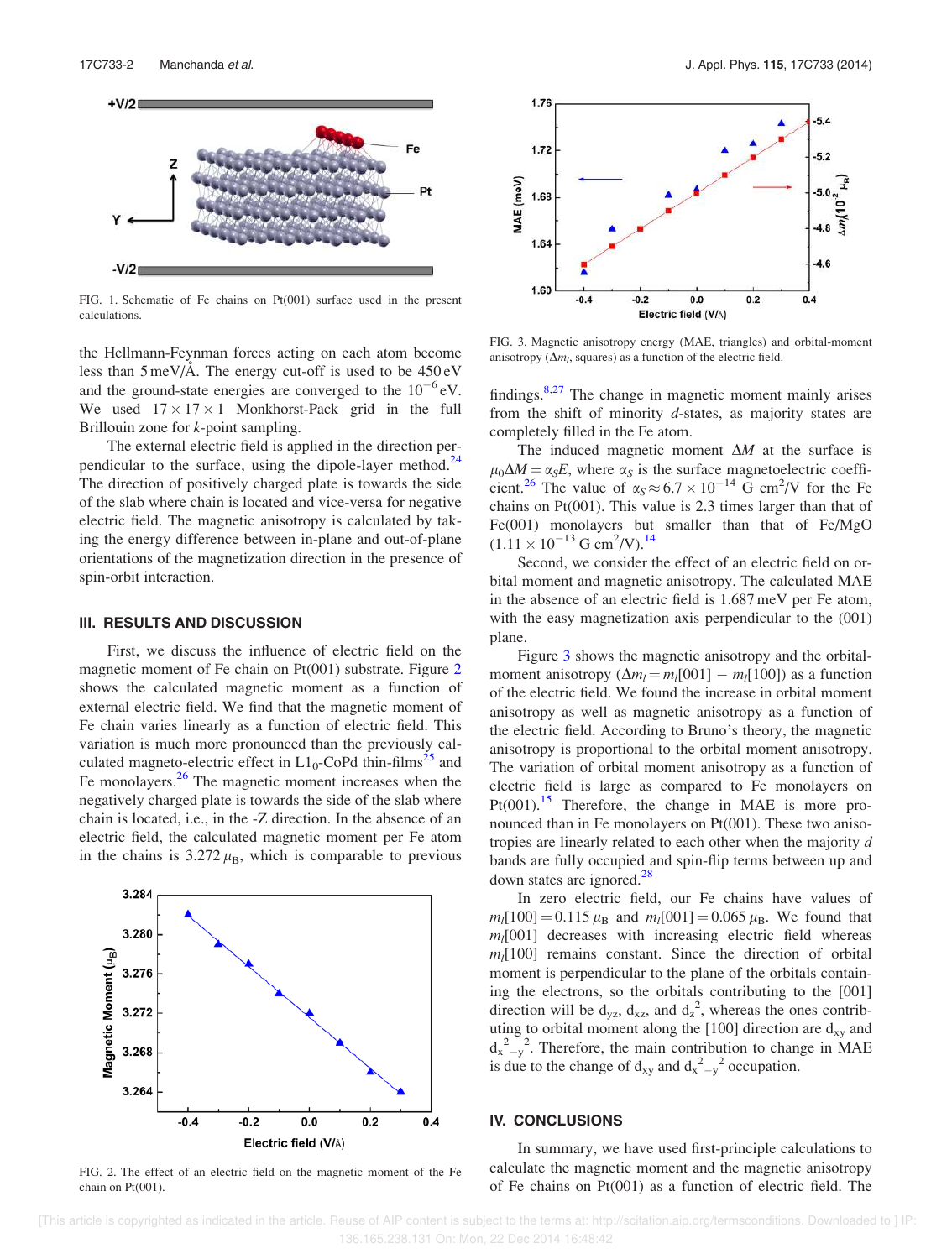FIG. 1. Schematic of Fe chains on Pt(001) surface used in the present calculations.

the Hellmann-Feynman forces acting on each atom become less than 5 meV/Å. The energy cut-off is used to be 450 eV and the ground-state energies are converged to the $10^{-6}$ eV. We used $17 \times 17 \times 1$ Monkhorst-Pack grid in the full Brillouin zone for *k*-point sampling.

The external electric field is applied in the direction perpendicular to the surface, using the dipole-layer method.[24] The direction of positively charged plate is towards the side of the slab where chain is located and vice-versa for negative electric field. The magnetic anisotropy is calculated by taking the energy difference between in-plane and out-of-plane orientations of the magnetization direction in the presence of spin-orbit interaction.

## III. RESULTS AND DISCUSSION

First, we discuss the influence of electric field on the magnetic moment of Fe chain on Pt(001) substrate. Figure 2 shows the calculated magnetic moment as a function of external electric field. We find that the magnetic moment of Fe chain varies linearly as a function of electric field. This variation is much more pronounced than the previously calculated magneto-electric effect in $L1_0$-CoPd thin-films[25] and Fe monolayers.[26] The magnetic moment increases when the negatively charged plate is towards the side of the slab where chain is located, i.e., in the -Z direction. In the absence of an electric field, the calculated magnetic moment per Fe atom in the chains is 3.272 $\mu_B$, which is comparable to previous

FIG. 2. The effect of an electric field on the magnetic moment of the Fe chain on Pt(001).

FIG. 3. Magnetic anisotropy energy (MAE, triangles) and orbital-moment anisotropy ($\Delta m_l$, squares) as a function of the electric field.

findings.[8,27] The change in magnetic moment mainly arises from the shift of minority *d*-states, as majority states are completely filled in the Fe atom.

The induced magnetic moment $\Delta M$ at the surface is $\mu_0 \Delta M = \alpha_S E$, where $\alpha_S$ is the surface magnetoelectric coefficient.[26] The value of $\alpha_S \approx 6.7 \times 10^{-14}$ G cm$^2$/V for the Fe chains on Pt(001). This value is 2.3 times larger than that of Fe(001) monolayers but smaller than that of Fe/MgO ($1.11 \times 10^{-13}$ G cm$^2$/V).[14]

Second, we consider the effect of an electric field on orbital moment and magnetic anisotropy. The calculated MAE in the absence of an electric field is 1.687 meV per Fe atom, with the easy magnetization axis perpendicular to the (001) plane.

Figure 3 shows the magnetic anisotropy and the orbital-moment anisotropy ($\Delta m_l = m_l[001] - m_l[100]$) as a function of the electric field. We found the increase in orbital moment anisotropy as well as magnetic anisotropy as a function of the electric field. According to Bruno's theory, the magnetic anisotropy is proportional to the orbital moment anisotropy. The variation of orbital moment anisotropy as a function of electric field is large as compared to Fe monolayers on Pt(001).[15] Therefore, the change in MAE is more pronounced than in Fe monolayers on Pt(001). These two anisotropies are linearly related to each other when the majority *d* bands are fully occupied and spin-flip terms between up and down states are ignored.[28]

In zero electric field, our Fe chains have values of $m_l[100] = 0.115\,\mu_B$ and $m_l[001] = 0.065\,\mu_B$. We found that $m_l[001]$ decreases with increasing electric field whereas $m_l[100]$ remains constant. Since the direction of orbital moment is perpendicular to the plane of the orbitals containing the electrons, so the orbitals contributing to the [001] direction will be $d_{yz}$, $d_{xz}$, and $d_{z^2}$, whereas the ones contributing to orbital moment along the [100] direction are $d_{xy}$ and $d_{x^2-y^2}$. Therefore, the main contribution to change in MAE is due to the change of $d_{xy}$ and $d_{x^2-y^2}$ occupation.

## IV. CONCLUSIONS

In summary, we have used first-principle calculations to calculate the magnetic moment and the magnetic anisotropy of Fe chains on Pt(001) as a function of electric field. The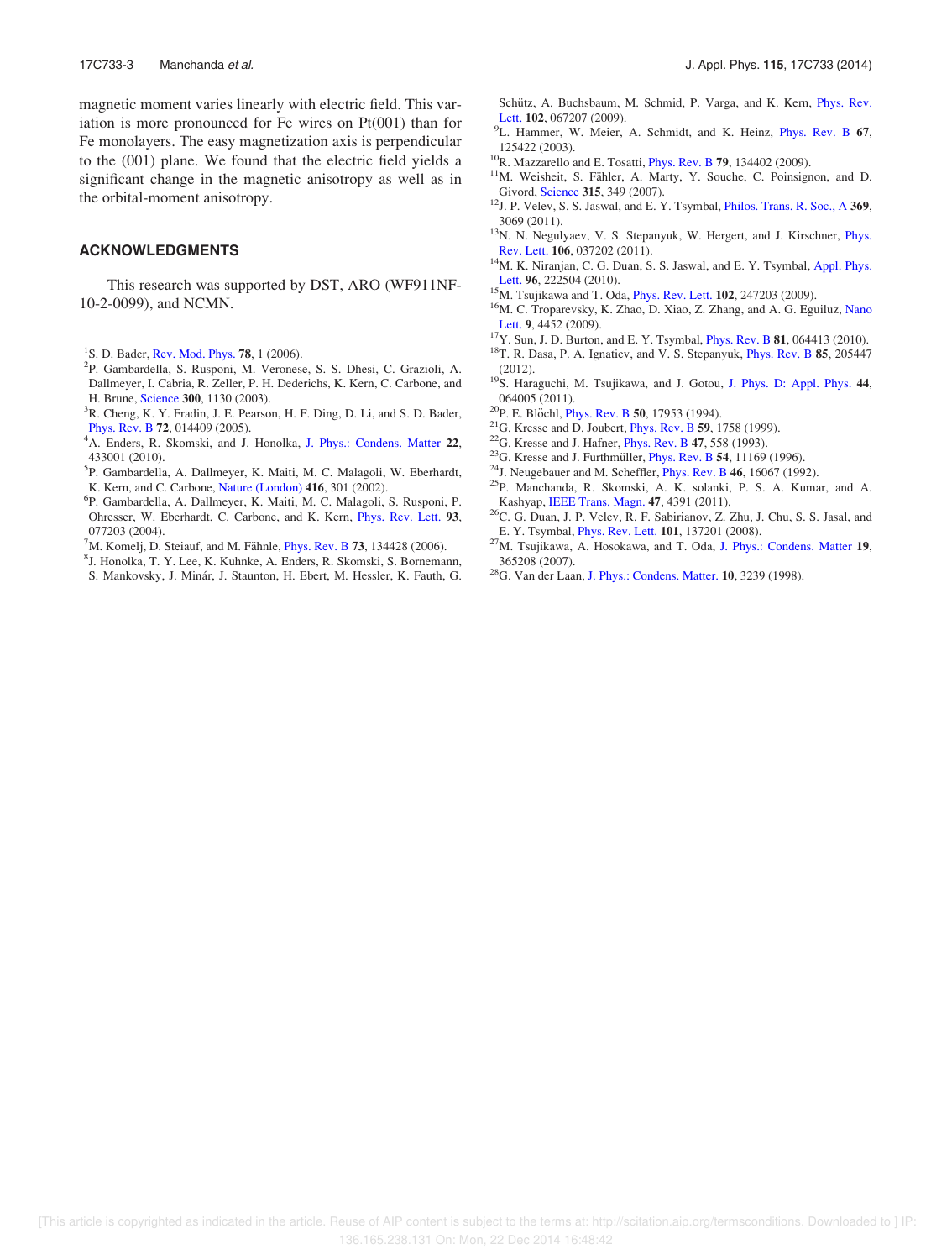magnetic moment varies linearly with electric field. This variation is more pronounced for Fe wires on Pt(001) than for Fe monolayers. The easy magnetization axis is perpendicular to the (001) plane. We found that the electric field yields a significant change in the magnetic anisotropy as well as in the orbital-moment anisotropy.

## ACKNOWLEDGMENTS

This research was supported by DST, ARO (WF911NF-10-2-0099), and NCMN.

[1] S. D. Bader, Rev. Mod. Phys. **78**, 1 (2006).

[2] P. Gambardella, S. Rusponi, M. Veronese, S. S. Dhesi, C. Grazioli, A. Dallmeyer, I. Cabria, R. Zeller, P. H. Dederichs, K. Kern, C. Carbone, and H. Brune, Science **300**, 1130 (2003).

[3] R. Cheng, K. Y. Fradin, J. E. Pearson, H. F. Ding, D. Li, and S. D. Bader, Phys. Rev. B **72**, 014409 (2005).

[4] A. Enders, R. Skomski, and J. Honolka, J. Phys.: Condens. Matter **22**, 433001 (2010).

[5] P. Gambardella, A. Dallmeyer, K. Maiti, M. C. Malagoli, W. Eberhardt, K. Kern, and C. Carbone, Nature (London) **416**, 301 (2002).

[6] P. Gambardella, A. Dallmeyer, K. Maiti, M. C. Malagoli, S. Rusponi, P. Ohresser, W. Eberhardt, C. Carbone, and K. Kern, Phys. Rev. Lett. **93**, 077203 (2004).

[7] M. Komelj, D. Steiauf, and M. Fähnle, Phys. Rev. B **73**, 134428 (2006).

[8] J. Honolka, T. Y. Lee, K. Kuhnke, A. Enders, R. Skomski, S. Bornemann, S. Mankovsky, J. Minár, J. Staunton, H. Ebert, M. Hessler, K. Fauth, G. Schütz, A. Buchsbaum, M. Schmid, P. Varga, and K. Kern, Phys. Rev. Lett. **102**, 067207 (2009).

[9] L. Hammer, W. Meier, A. Schmidt, and K. Heinz, Phys. Rev. B **67**, 125422 (2003).

[10] R. Mazzarello and E. Tosatti, Phys. Rev. B **79**, 134402 (2009).

[11] M. Weisheit, S. Fähler, A. Marty, Y. Souche, C. Poinsignon, and D. Givord, Science **315**, 349 (2007).

[12] J. P. Velev, S. S. Jaswal, and E. Y. Tsymbal, Philos. Trans. R. Soc., A **369**, 3069 (2011).

[13] N. N. Negulyaev, V. S. Stepanyuk, W. Hergert, and J. Kirschner, Phys. Rev. Lett. **106**, 037202 (2011).

[14] M. K. Niranjan, C. G. Duan, S. S. Jaswal, and E. Y. Tsymbal, Appl. Phys. Lett. **96**, 222504 (2010).

[15] M. Tsujikawa and T. Oda, Phys. Rev. Lett. **102**, 247203 (2009).

[16] M. C. Troparevsky, K. Zhao, D. Xiao, Z. Zhang, and A. G. Eguiluz, Nano Lett. **9**, 4452 (2009).

[17] Y. Sun, J. D. Burton, and E. Y. Tsymbal, Phys. Rev. B **81**, 064413 (2010).

[18] T. R. Dasa, P. A. Ignatiev, and V. S. Stepanyuk, Phys. Rev. B **85**, 205447 (2012).

[19] S. Haraguchi, M. Tsujikawa, and J. Gotou, J. Phys. D: Appl. Phys. **44**, 064005 (2011).

[20] P. E. Blöchl, Phys. Rev. B **50**, 17953 (1994).

[21] G. Kresse and D. Joubert, Phys. Rev. B **59**, 1758 (1999).

[22] G. Kresse and J. Hafner, Phys. Rev. B **47**, 558 (1993).

[23] G. Kresse and J. Furthmüller, Phys. Rev. B **54**, 11169 (1996).

[24] J. Neugebauer and M. Scheffler, Phys. Rev. B **46**, 16067 (1992).

[25] P. Manchanda, R. Skomski, A. K. solanki, P. S. A. Kumar, and A. Kashyap, IEEE Trans. Magn. **47**, 4391 (2011).

[26] C. G. Duan, J. P. Velev, R. F. Sabiriánov, Z. Zhu, J. Chu, S. S. Jasal, and E. Y. Tsymbal, Phys. Rev. Lett. **101**, 137201 (2008).

[27] M. Tsujikawa, A. Hosokawa, and T. Oda, J. Phys.: Condens. Matter **19**, 365208 (2007).

[28] G. Van der Laan, J. Phys.: Condens. Matter. **10**, 3239 (1998).